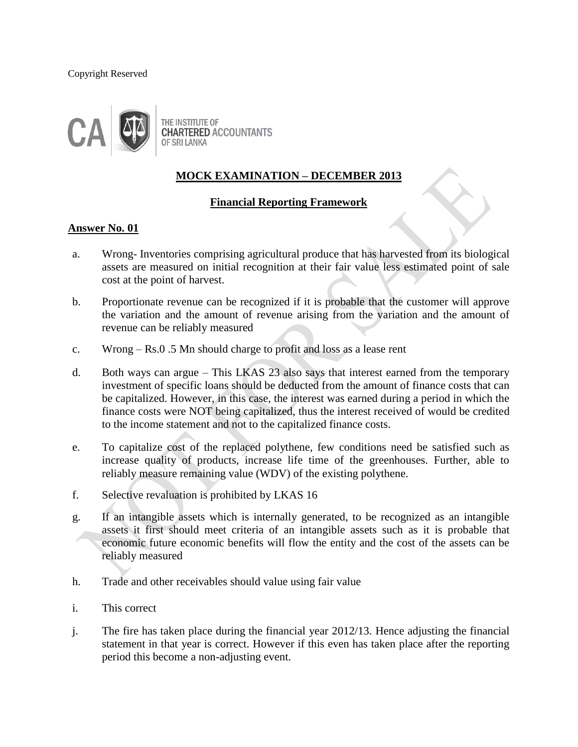Copyright Reserved

THE INSTITUTE OF
CHARTERED ACCOUNTANTS
OF SRI LANKA

## MOCK EXAMINATION – DECEMBER 2013

### Financial Reporting Framework

**Answer No. 01**

a. Wrong- Inventories comprising agricultural produce that has harvested from its biological assets are measured on initial recognition at their fair value less estimated point of sale cost at the point of harvest.

b. Proportionate revenue can be recognized if it is probable that the customer will approve the variation and the amount of revenue arising from the variation and the amount of revenue can be reliably measured

c. Wrong – Rs.0 .5 Mn should charge to profit and loss as a lease rent

d. Both ways can argue – This LKAS 23 also says that interest earned from the temporary investment of specific loans should be deducted from the amount of finance costs that can be capitalized. However, in this case, the interest was earned during a period in which the finance costs were NOT being capitalized, thus the interest received of would be credited to the income statement and not to the capitalized finance costs.

e. To capitalize cost of the replaced polythene, few conditions need be satisfied such as increase quality of products, increase life time of the greenhouses. Further, able to reliably measure remaining value (WDV) of the existing polythene.

f. Selective revaluation is prohibited by LKAS 16

g. If an intangible assets which is internally generated, to be recognized as an intangible assets it first should meet criteria of an intangible assets such as it is probable that economic future economic benefits will flow the entity and the cost of the assets can be reliably measured

h. Trade and other receivables should value using fair value

i. This correct

j. The fire has taken place during the financial year 2012/13. Hence adjusting the financial statement in that year is correct. However if this even has taken place after the reporting period this become a non-adjusting event.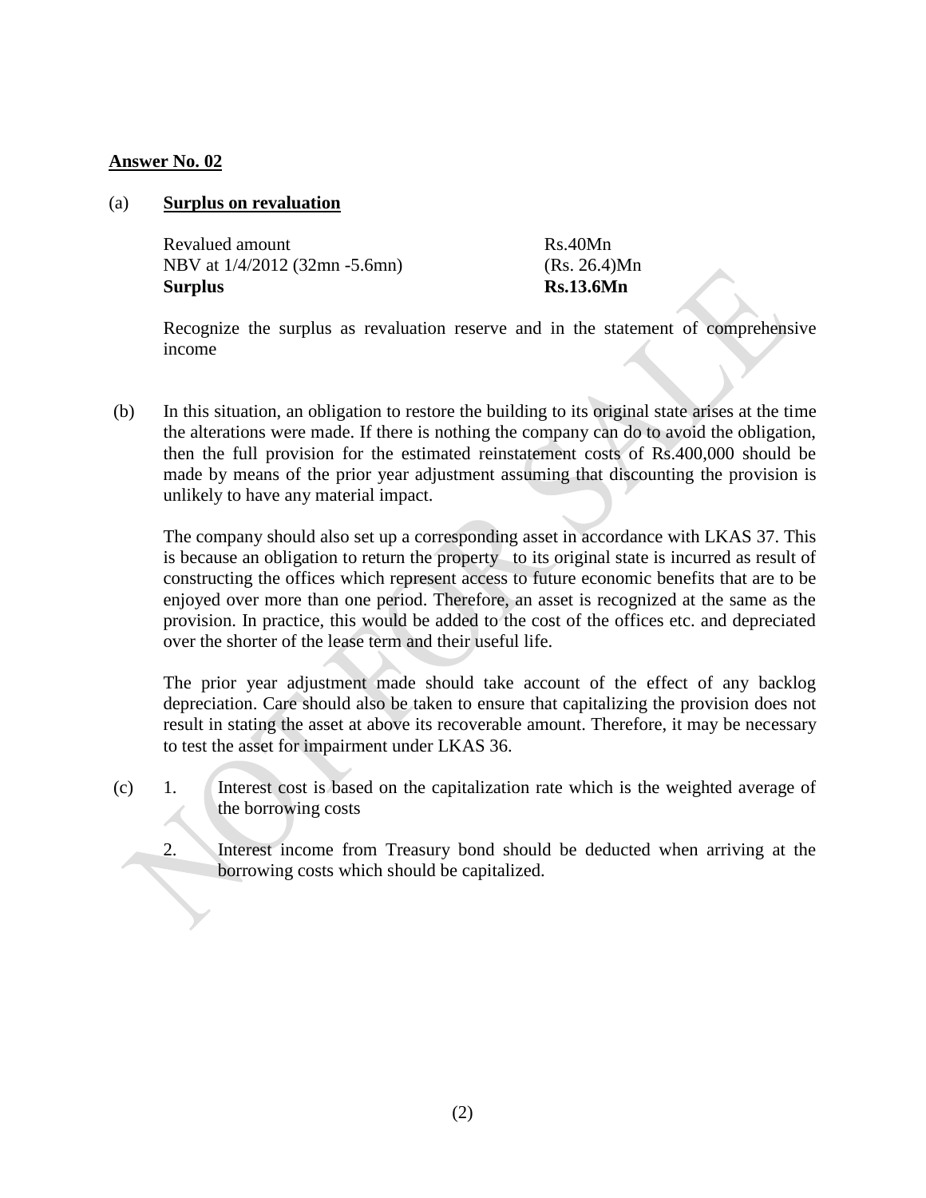**Answer No. 02**

(a) **Surplus on revaluation**

| | |
|---|---|
| Revalued amount | Rs.40Mn |
| NBV at 1/4/2012 (32mn -5.6mn) | (Rs. 26.4)Mn |
| **Surplus** | **Rs.13.6Mn** |

Recognize the surplus as revaluation reserve and in the statement of comprehensive income

(b) In this situation, an obligation to restore the building to its original state arises at the time the alterations were made. If there is nothing the company can do to avoid the obligation, then the full provision for the estimated reinstatement costs of Rs.400,000 should be made by means of the prior year adjustment assuming that discounting the provision is unlikely to have any material impact.

The company should also set up a corresponding asset in accordance with LKAS 37. This is because an obligation to return the property to its original state is incurred as result of constructing the offices which represent access to future economic benefits that are to be enjoyed over more than one period. Therefore, an asset is recognized at the same as the provision. In practice, this would be added to the cost of the offices etc. and depreciated over the shorter of the lease term and their useful life.

The prior year adjustment made should take account of the effect of any backlog depreciation. Care should also be taken to ensure that capitalizing the provision does not result in stating the asset at above its recoverable amount. Therefore, it may be necessary to test the asset for impairment under LKAS 36.

(c)
1. Interest cost is based on the capitalization rate which is the weighted average of the borrowing costs
2. Interest income from Treasury bond should be deducted when arriving at the borrowing costs which should be capitalized.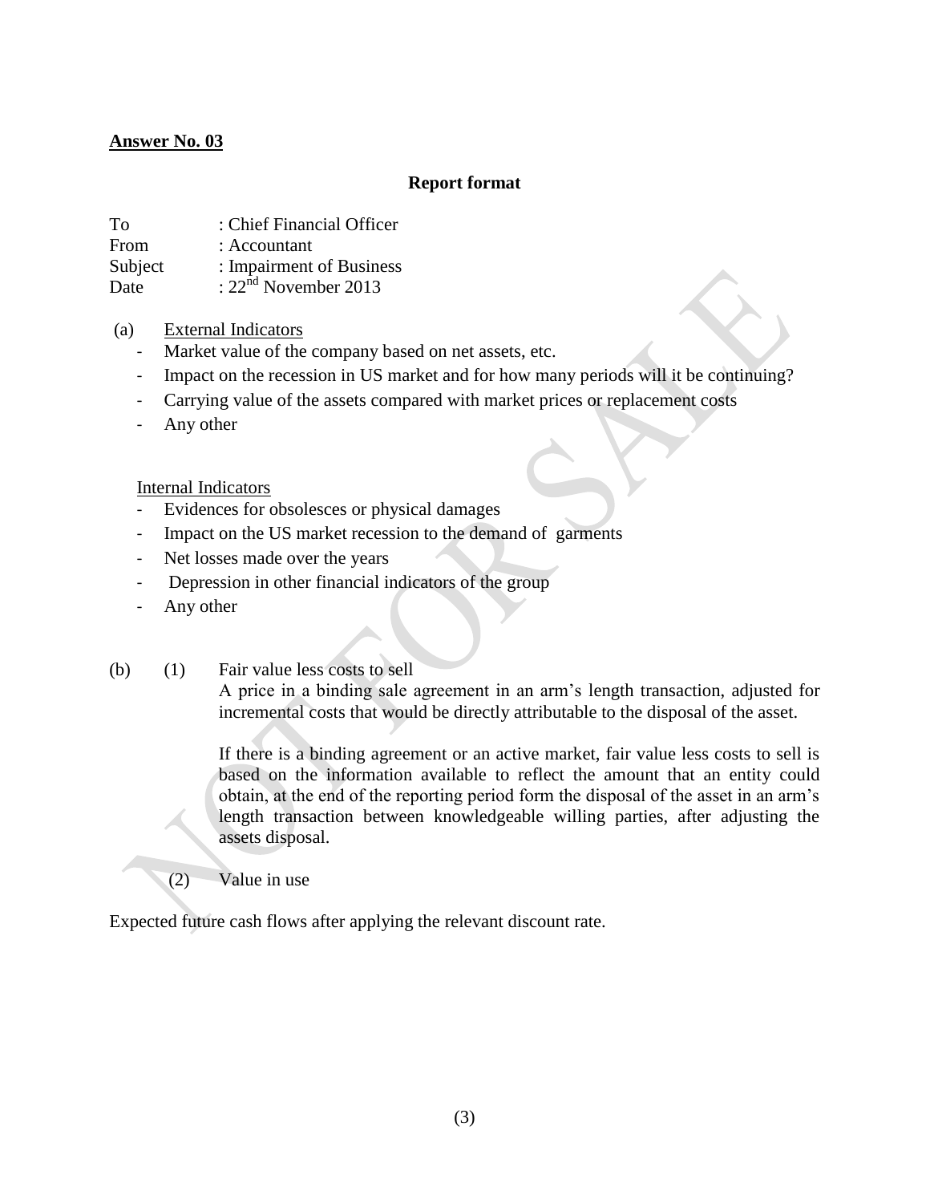**Answer No. 03**

**Report format**

To : Chief Financial Officer
From : Accountant
Subject : Impairment of Business
Date : 22nd November 2013

(a) External Indicators

- Market value of the company based on net assets, etc.
- Impact on the recession in US market and for how many periods will it be continuing?
- Carrying value of the assets compared with market prices or replacement costs
- Any other

Internal Indicators

- Evidences for obsolesces or physical damages
- Impact on the US market recession to the demand of garments
- Net losses made over the years
- Depression in other financial indicators of the group
- Any other

(b) (1) Fair value less costs to sell

A price in a binding sale agreement in an arm's length transaction, adjusted for incremental costs that would be directly attributable to the disposal of the asset.

If there is a binding agreement or an active market, fair value less costs to sell is based on the information available to reflect the amount that an entity could obtain, at the end of the reporting period form the disposal of the asset in an arm's length transaction between knowledgeable willing parties, after adjusting the assets disposal.

(2) Value in use

Expected future cash flows after applying the relevant discount rate.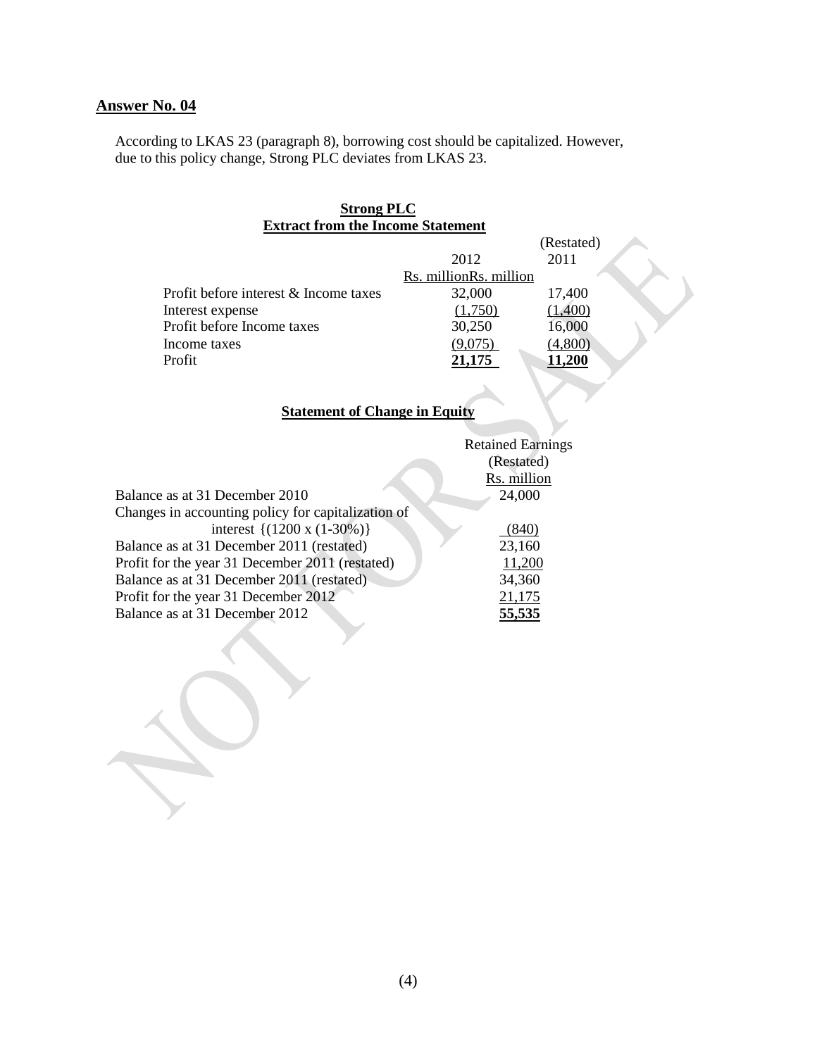## Answer No. 04

According to LKAS 23 (paragraph 8), borrowing cost should be capitalized. However, due to this policy change, Strong PLC deviates from LKAS 23.

**Strong PLC**
**Extract from the Income Statement**

| | 2012 | (Restated) 2011 |
|---|---|---|
| | Rs. million | Rs. million |
| Profit before interest & Income taxes | 32,000 | 17,400 |
| Interest expense | (1,750) | (1,400) |
| Profit before Income taxes | 30,250 | 16,000 |
| Income taxes | (9,075) | (4,800) |
| Profit | **21,175** | **11,200** |

**Statement of Change in Equity**

| | Retained Earnings (Restated) Rs. million |
|---|---|
| Balance as at 31 December 2010 | 24,000 |
| Changes in accounting policy for capitalization of interest {(1200 x (1-30%)} | (840) |
| Balance as at 31 December 2011 (restated) | 23,160 |
| Profit for the year 31 December 2011 (restated) | 11,200 |
| Balance as at 31 December 2011 (restated) | 34,360 |
| Profit for the year 31 December 2012 | 21,175 |
| Balance as at 31 December 2012 | **55,535** |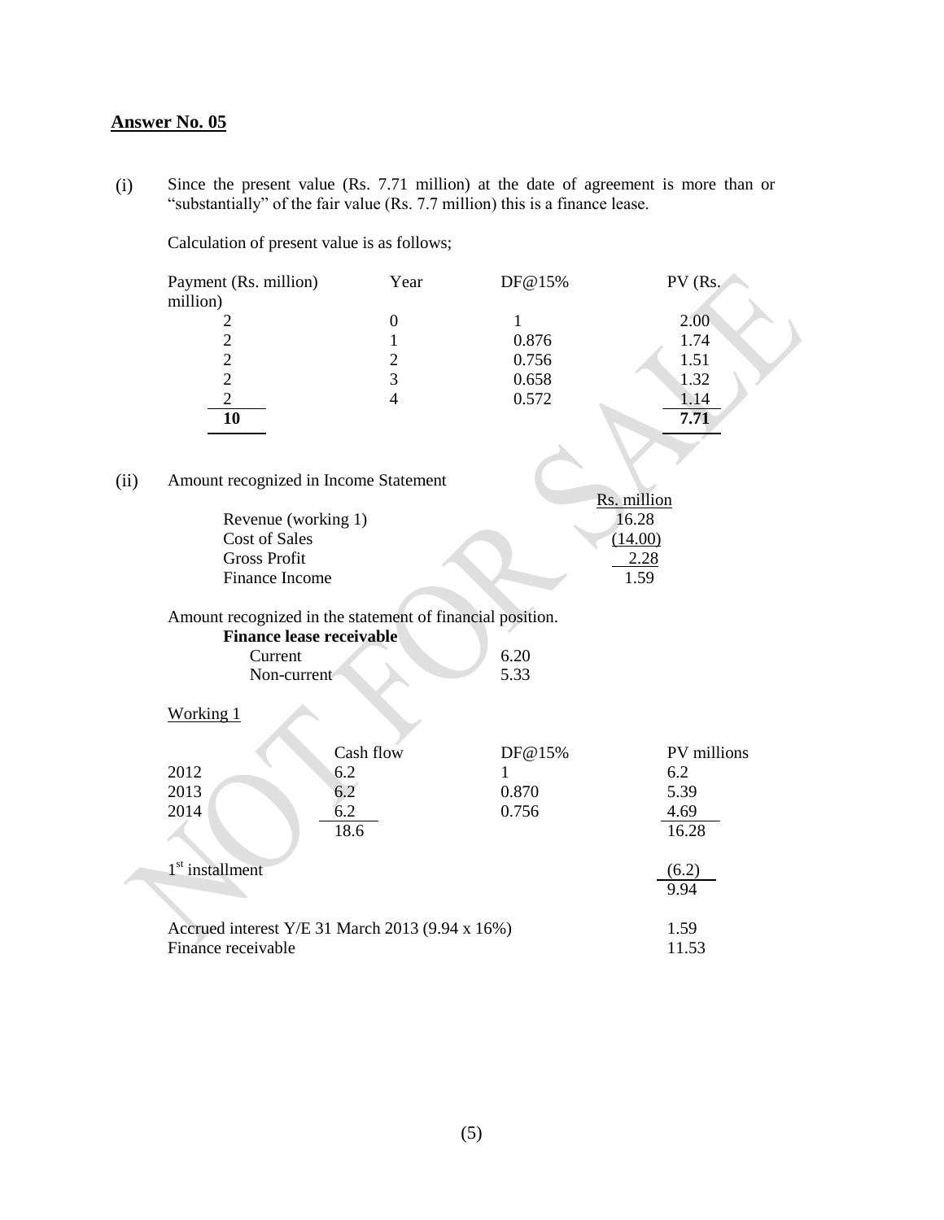## Answer No. 05

(i) Since the present value (Rs. 7.71 million) at the date of agreement is more than or "substantially" of the fair value (Rs. 7.7 million) this is a finance lease.

Calculation of present value is as follows;

| Payment (Rs. million) | Year | DF@15% | PV (Rs. million) |
|---|---|---|---|
| 2 | 0 | 1 | 2.00 |
| 2 | 1 | 0.876 | 1.74 |
| 2 | 2 | 0.756 | 1.51 |
| 2 | 3 | 0.658 | 1.32 |
| 2 | 4 | 0.572 | 1.14 |
| **10** | | | **7.71** |

(ii) Amount recognized in Income Statement

| | Rs. million |
|---|---|
| Revenue (working 1) | 16.28 |
| Cost of Sales | (14.00) |
| Gross Profit | 2.28 |
| Finance Income | 1.59 |

Amount recognized in the statement of financial position.

**Finance lease receivable**

| | |
|---|---|
| Current | 6.20 |
| Non-current | 5.33 |

Working 1

| | Cash flow | DF@15% | PV millions |
|---|---|---|---|
| 2012 | 6.2 | 1 | 6.2 |
| 2013 | 6.2 | 0.870 | 5.39 |
| 2014 | 6.2 | 0.756 | 4.69 |
| | 18.6 | | 16.28 |
| 1st installment | | | (6.2) |
| | | | 9.94 |
| Accrued interest Y/E 31 March 2013 (9.94 x 16%) | | | 1.59 |
| Finance receivable | | | 11.53 |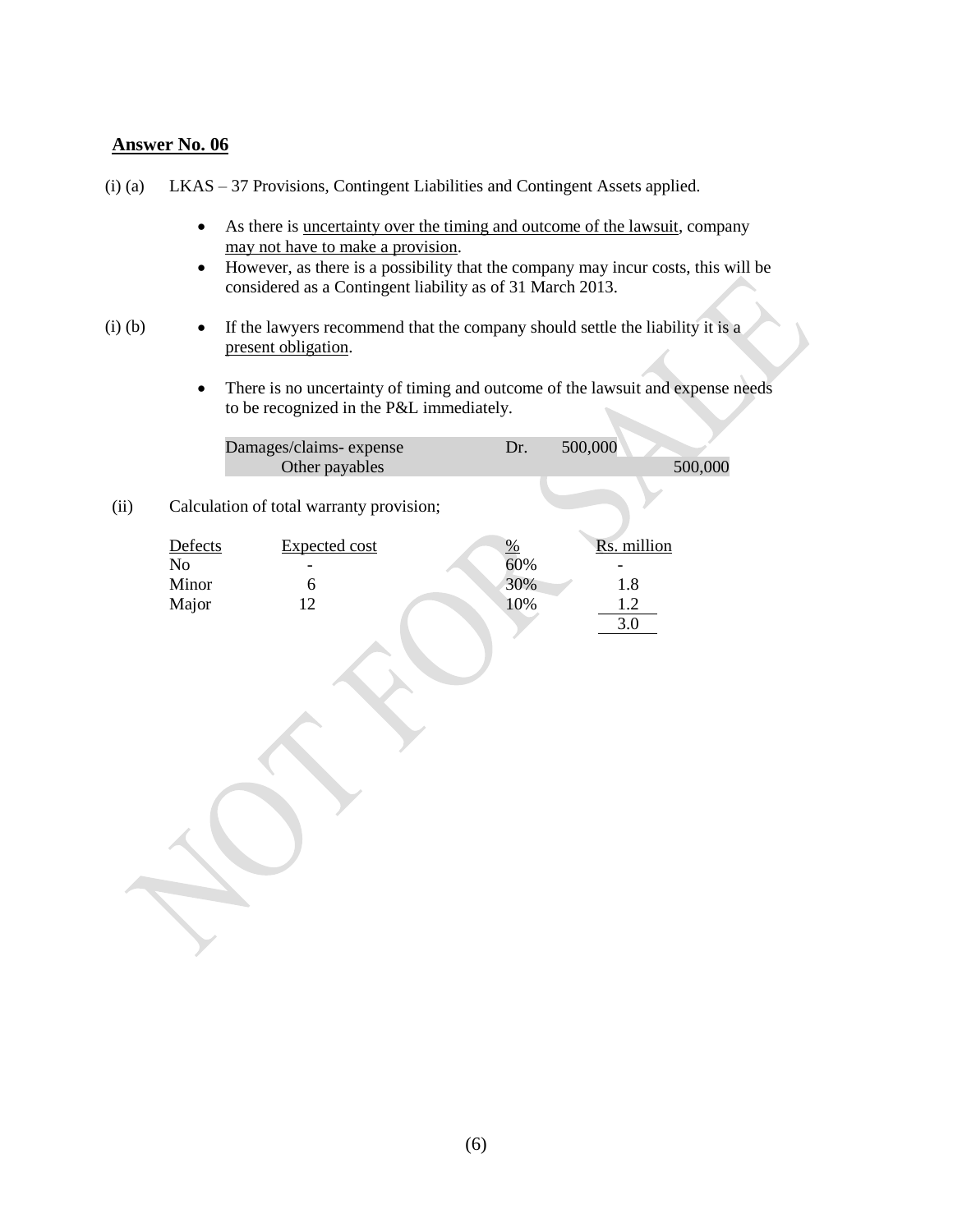**Answer No. 06**

(i) (a) LKAS – 37 Provisions, Contingent Liabilities and Contingent Assets applied.

- As there is uncertainty over the timing and outcome of the lawsuit, company may not have to make a provision.
- However, as there is a possibility that the company may incur costs, this will be considered as a Contingent liability as of 31 March 2013.

(i) (b)

- If the lawyers recommend that the company should settle the liability it is a present obligation.
- There is no uncertainty of timing and outcome of the lawsuit and expense needs to be recognized in the P&L immediately.

| | | | |
|---|---|---|---|
| Damages/claims- expense | Dr. | 500,000 | |
| Other payables | | | 500,000 |

(ii) Calculation of total warranty provision;

| Defects | Expected cost | % | Rs. million |
|---|---|---|---|
| No | - | 60% | - |
| Minor | 6 | 30% | 1.8 |
| Major | 12 | 10% | 1.2 |
| | | | 3.0 |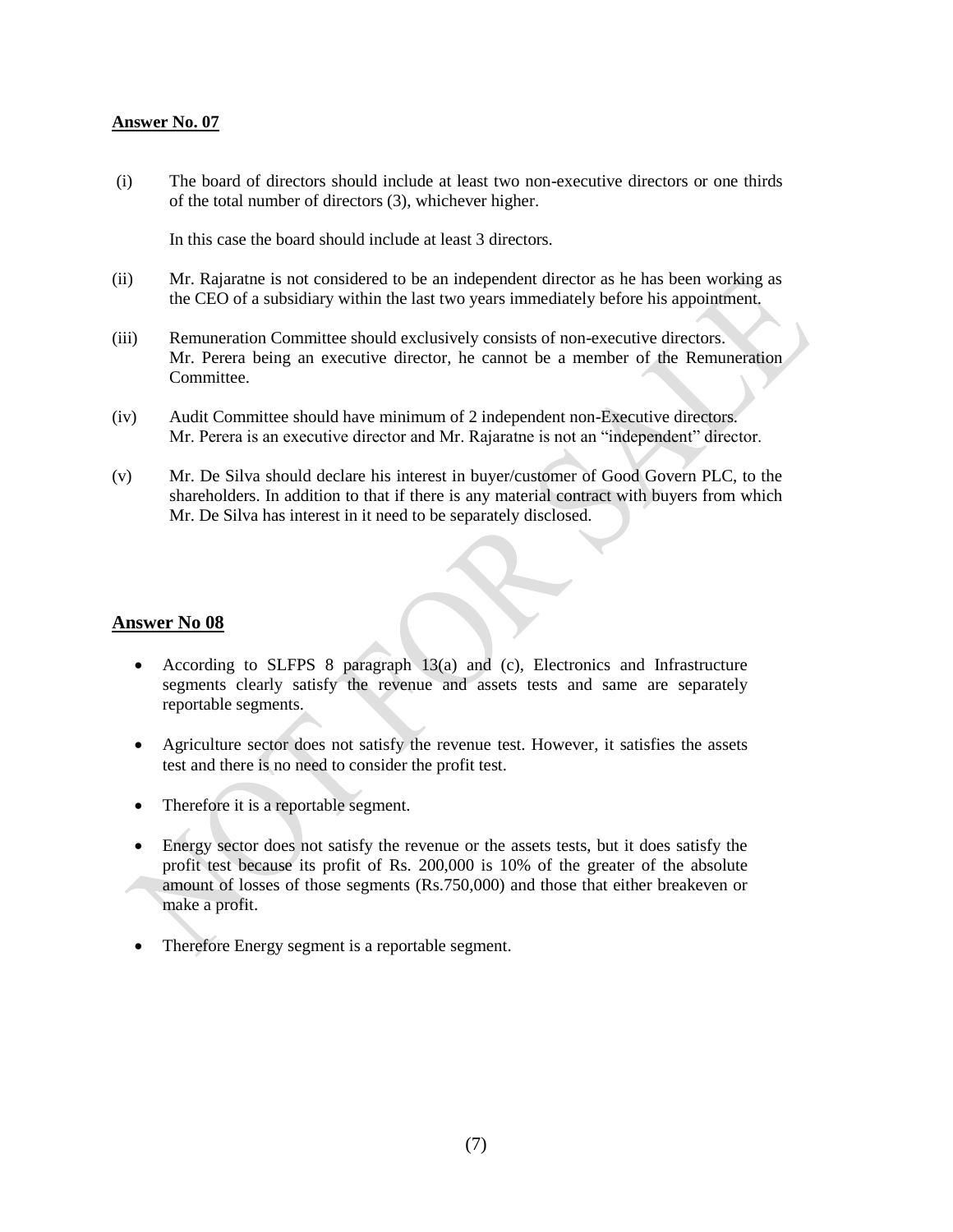## Answer No. 07

(i) The board of directors should include at least two non-executive directors or one thirds of the total number of directors (3), whichever higher.

In this case the board should include at least 3 directors.

(ii) Mr. Rajaratne is not considered to be an independent director as he has been working as the CEO of a subsidiary within the last two years immediately before his appointment.

(iii) Remuneration Committee should exclusively consists of non-executive directors. Mr. Perera being an executive director, he cannot be a member of the Remuneration Committee.

(iv) Audit Committee should have minimum of 2 independent non-Executive directors. Mr. Perera is an executive director and Mr. Rajaratne is not an "independent" director.

(v) Mr. De Silva should declare his interest in buyer/customer of Good Govern PLC, to the shareholders. In addition to that if there is any material contract with buyers from which Mr. De Silva has interest in it need to be separately disclosed.

## Answer No 08

- According to SLFPS 8 paragraph 13(a) and (c), Electronics and Infrastructure segments clearly satisfy the revenue and assets tests and same are separately reportable segments.
- Agriculture sector does not satisfy the revenue test. However, it satisfies the assets test and there is no need to consider the profit test.
- Therefore it is a reportable segment.
- Energy sector does not satisfy the revenue or the assets tests, but it does satisfy the profit test because its profit of Rs. 200,000 is 10% of the greater of the absolute amount of losses of those segments (Rs.750,000) and those that either breakeven or make a profit.
- Therefore Energy segment is a reportable segment.